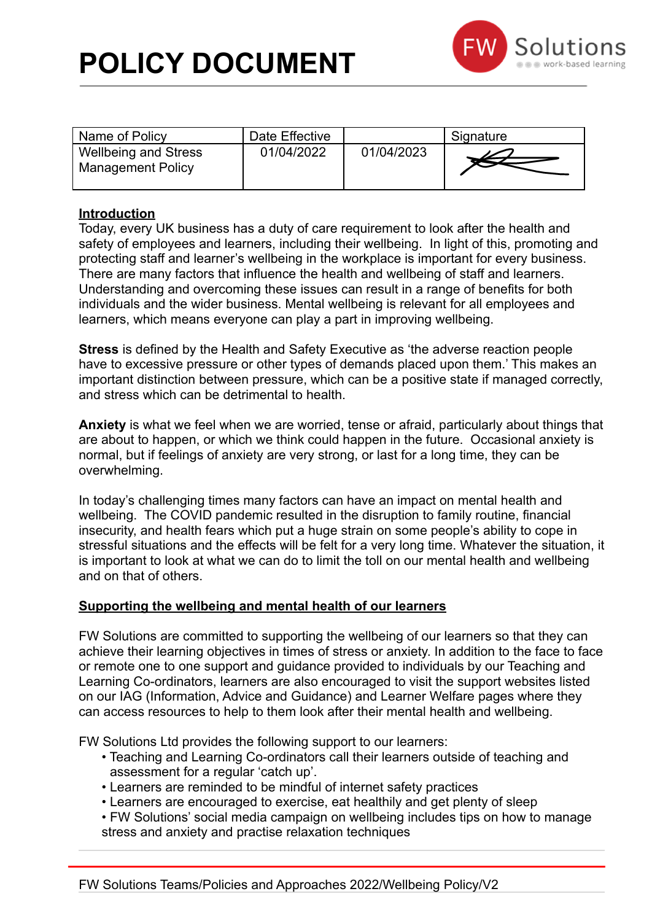# POLICY DOCUMENT

| Name of Policy | Date Effective | | Signature |
|---|---|---|---|
| Wellbeing and Stress Management Policy | 01/04/2022 | 01/04/2023 | |

**Introduction**

Today, every UK business has a duty of care requirement to look after the health and safety of employees and learners, including their wellbeing. In light of this, promoting and protecting staff and learner's wellbeing in the workplace is important for every business. There are many factors that influence the health and wellbeing of staff and learners. Understanding and overcoming these issues can result in a range of benefits for both individuals and the wider business. Mental wellbeing is relevant for all employees and learners, which means everyone can play a part in improving wellbeing.

**Stress** is defined by the Health and Safety Executive as 'the adverse reaction people have to excessive pressure or other types of demands placed upon them.' This makes an important distinction between pressure, which can be a positive state if managed correctly, and stress which can be detrimental to health.

**Anxiety** is what we feel when we are worried, tense or afraid, particularly about things that are about to happen, or which we think could happen in the future. Occasional anxiety is normal, but if feelings of anxiety are very strong, or last for a long time, they can be overwhelming.

In today's challenging times many factors can have an impact on mental health and wellbeing. The COVID pandemic resulted in the disruption to family routine, financial insecurity, and health fears which put a huge strain on some people's ability to cope in stressful situations and the effects will be felt for a very long time. Whatever the situation, it is important to look at what we can do to limit the toll on our mental health and wellbeing and on that of others.

**Supporting the wellbeing and mental health of our learners**

FW Solutions are committed to supporting the wellbeing of our learners so that they can achieve their learning objectives in times of stress or anxiety. In addition to the face to face or remote one to one support and guidance provided to individuals by our Teaching and Learning Co-ordinators, learners are also encouraged to visit the support websites listed on our IAG (Information, Advice and Guidance) and Learner Welfare pages where they can access resources to help to them look after their mental health and wellbeing.

FW Solutions Ltd provides the following support to our learners:

- Teaching and Learning Co-ordinators call their learners outside of teaching and assessment for a regular 'catch up'.
- Learners are reminded to be mindful of internet safety practices
- Learners are encouraged to exercise, eat healthily and get plenty of sleep
- FW Solutions' social media campaign on wellbeing includes tips on how to manage stress and anxiety and practise relaxation techniques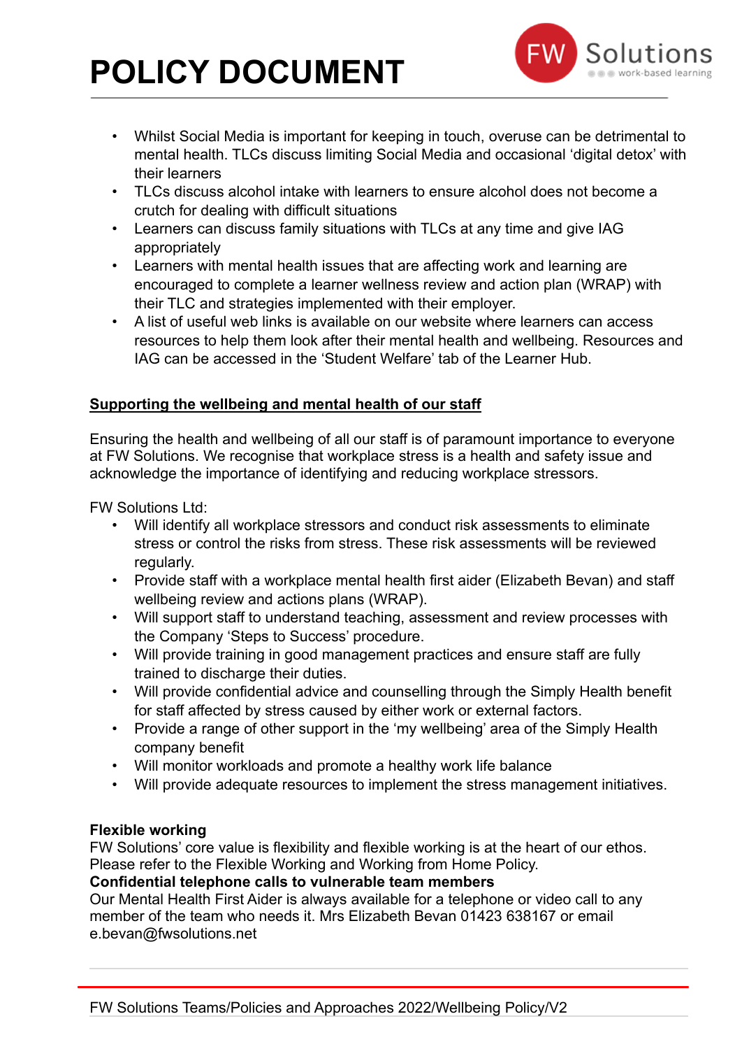- Whilst Social Media is important for keeping in touch, overuse can be detrimental to mental health. TLCs discuss limiting Social Media and occasional 'digital detox' with their learners
- TLCs discuss alcohol intake with learners to ensure alcohol does not become a crutch for dealing with difficult situations
- Learners can discuss family situations with TLCs at any time and give IAG appropriately
- Learners with mental health issues that are affecting work and learning are encouraged to complete a learner wellness review and action plan (WRAP) with their TLC and strategies implemented with their employer.
- A list of useful web links is available on our website where learners can access resources to help them look after their mental health and wellbeing. Resources and IAG can be accessed in the 'Student Welfare' tab of the Learner Hub.

## Supporting the wellbeing and mental health of our staff

Ensuring the health and wellbeing of all our staff is of paramount importance to everyone at FW Solutions. We recognise that workplace stress is a health and safety issue and acknowledge the importance of identifying and reducing workplace stressors.

FW Solutions Ltd:

- Will identify all workplace stressors and conduct risk assessments to eliminate stress or control the risks from stress. These risk assessments will be reviewed regularly.
- Provide staff with a workplace mental health first aider (Elizabeth Bevan) and staff wellbeing review and actions plans (WRAP).
- Will support staff to understand teaching, assessment and review processes with the Company 'Steps to Success' procedure.
- Will provide training in good management practices and ensure staff are fully trained to discharge their duties.
- Will provide confidential advice and counselling through the Simply Health benefit for staff affected by stress caused by either work or external factors.
- Provide a range of other support in the 'my wellbeing' area of the Simply Health company benefit
- Will monitor workloads and promote a healthy work life balance
- Will provide adequate resources to implement the stress management initiatives.

**Flexible working**

FW Solutions' core value is flexibility and flexible working is at the heart of our ethos. Please refer to the Flexible Working and Working from Home Policy.

**Confidential telephone calls to vulnerable team members**

Our Mental Health First Aider is always available for a telephone or video call to any member of the team who needs it. Mrs Elizabeth Bevan 01423 638167 or email e.bevan@fwsolutions.net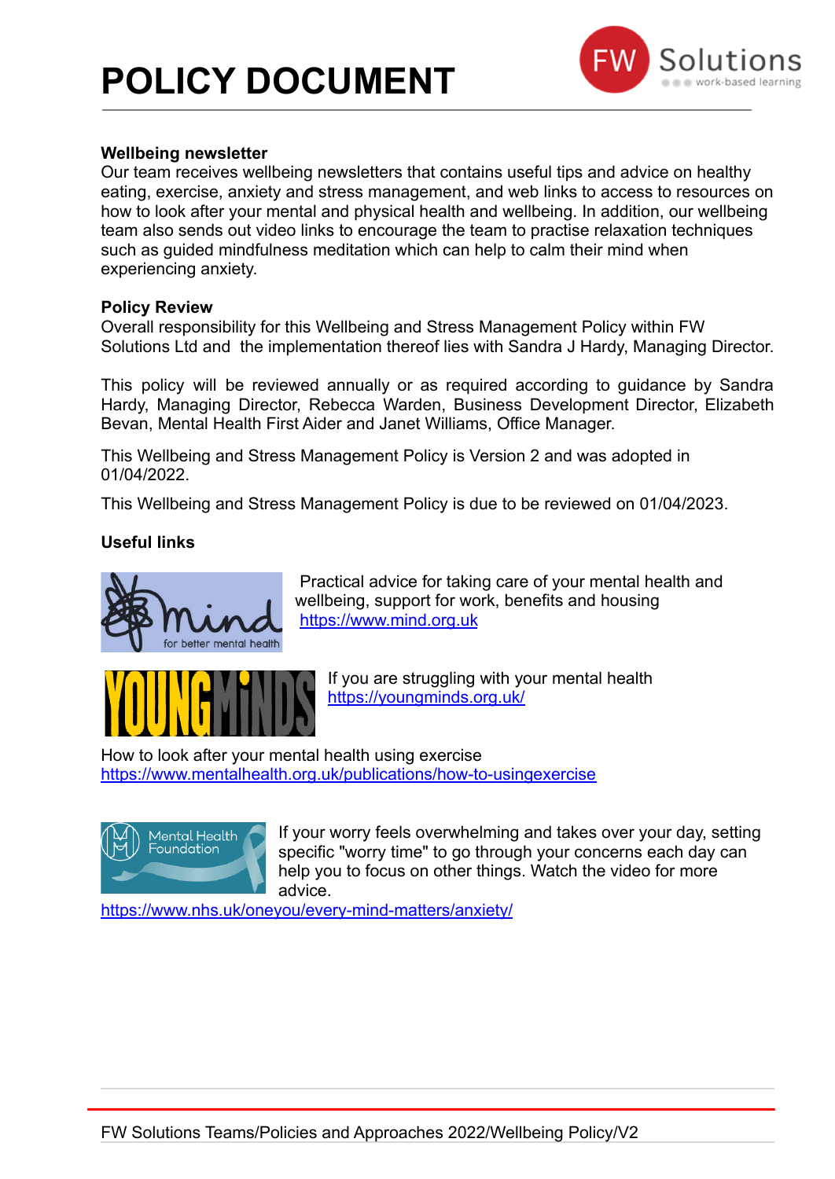### Wellbeing newsletter

Our team receives wellbeing newsletters that contains useful tips and advice on healthy eating, exercise, anxiety and stress management, and web links to access to resources on how to look after your mental and physical health and wellbeing. In addition, our wellbeing team also sends out video links to encourage the team to practise relaxation techniques such as guided mindfulness meditation which can help to calm their mind when experiencing anxiety.

### Policy Review

Overall responsibility for this Wellbeing and Stress Management Policy within FW Solutions Ltd and the implementation thereof lies with Sandra J Hardy, Managing Director.

This policy will be reviewed annually or as required according to guidance by Sandra Hardy, Managing Director, Rebecca Warden, Business Development Director, Elizabeth Bevan, Mental Health First Aider and Janet Williams, Office Manager.

This Wellbeing and Stress Management Policy is Version 2 and was adopted in 01/04/2022.

This Wellbeing and Stress Management Policy is due to be reviewed on 01/04/2023.

### Useful links

Practical advice for taking care of your mental health and wellbeing, support for work, benefits and housing
https://www.mind.org.uk

If you are struggling with your mental health
https://youngminds.org.uk/

How to look after your mental health using exercise
https://www.mentalhealth.org.uk/publications/how-to-usingexercise

If your worry feels overwhelming and takes over your day, setting specific "worry time" to go through your concerns each day can help you to focus on other things. Watch the video for more advice.
https://www.nhs.uk/oneyou/every-mind-matters/anxiety/